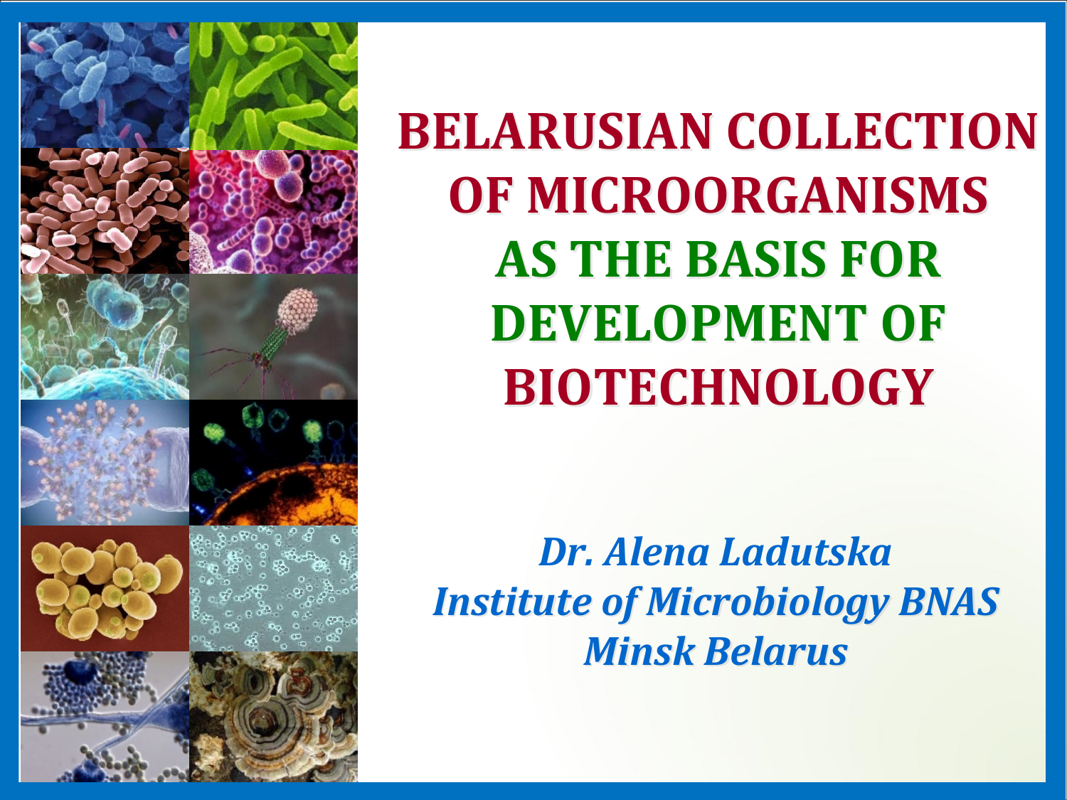# BELARUSIAN COLLECTION OF MICROORGANISMS AS THE BASIS FOR DEVELOPMENT OF BIOTECHNOLOGY

*Dr. Alena Ladutska*
*Institute of Microbiology BNAS*
*Minsk Belarus*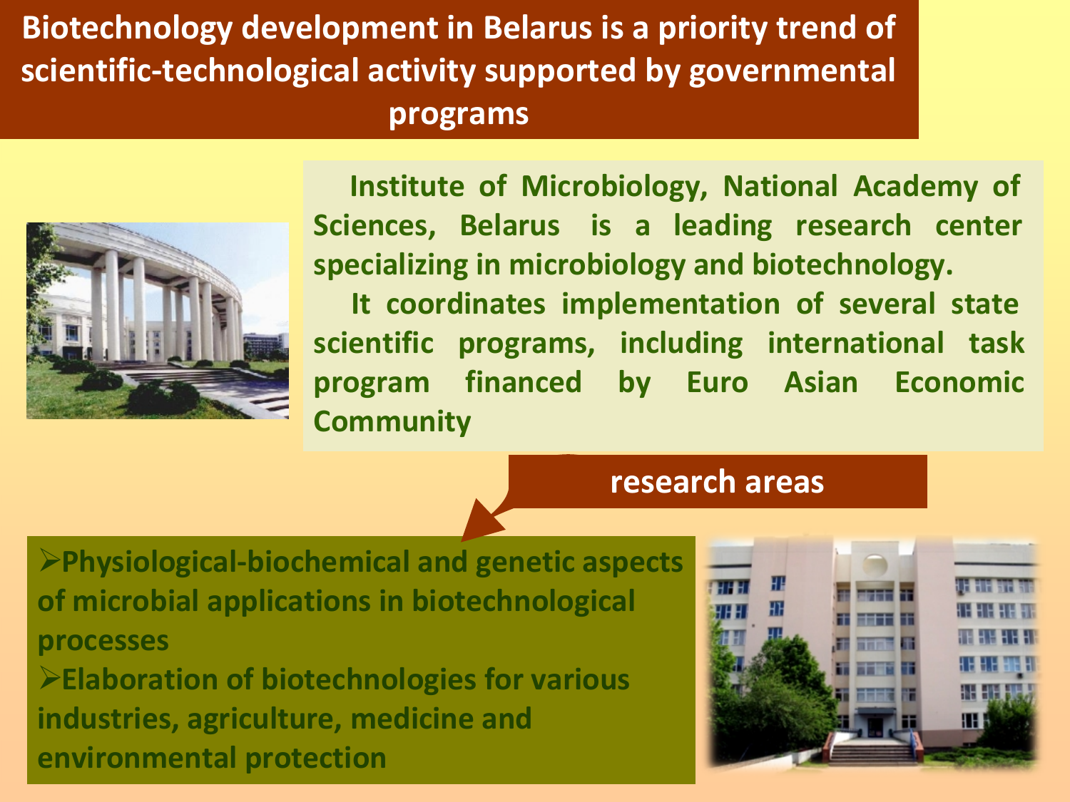# Biotechnology development in Belarus is a priority trend of scientific-technological activity supported by governmental programs

**Institute of Microbiology, National Academy of Sciences, Belarus is a leading research center specializing in microbiology and biotechnology.**

**It coordinates implementation of several state scientific programs, including international task program financed by Euro Asian Economic Community**

## research areas

- **Physiological-biochemical and genetic aspects of microbial applications in biotechnological processes**
- **Elaboration of biotechnologies for various industries, agriculture, medicine and environmental protection**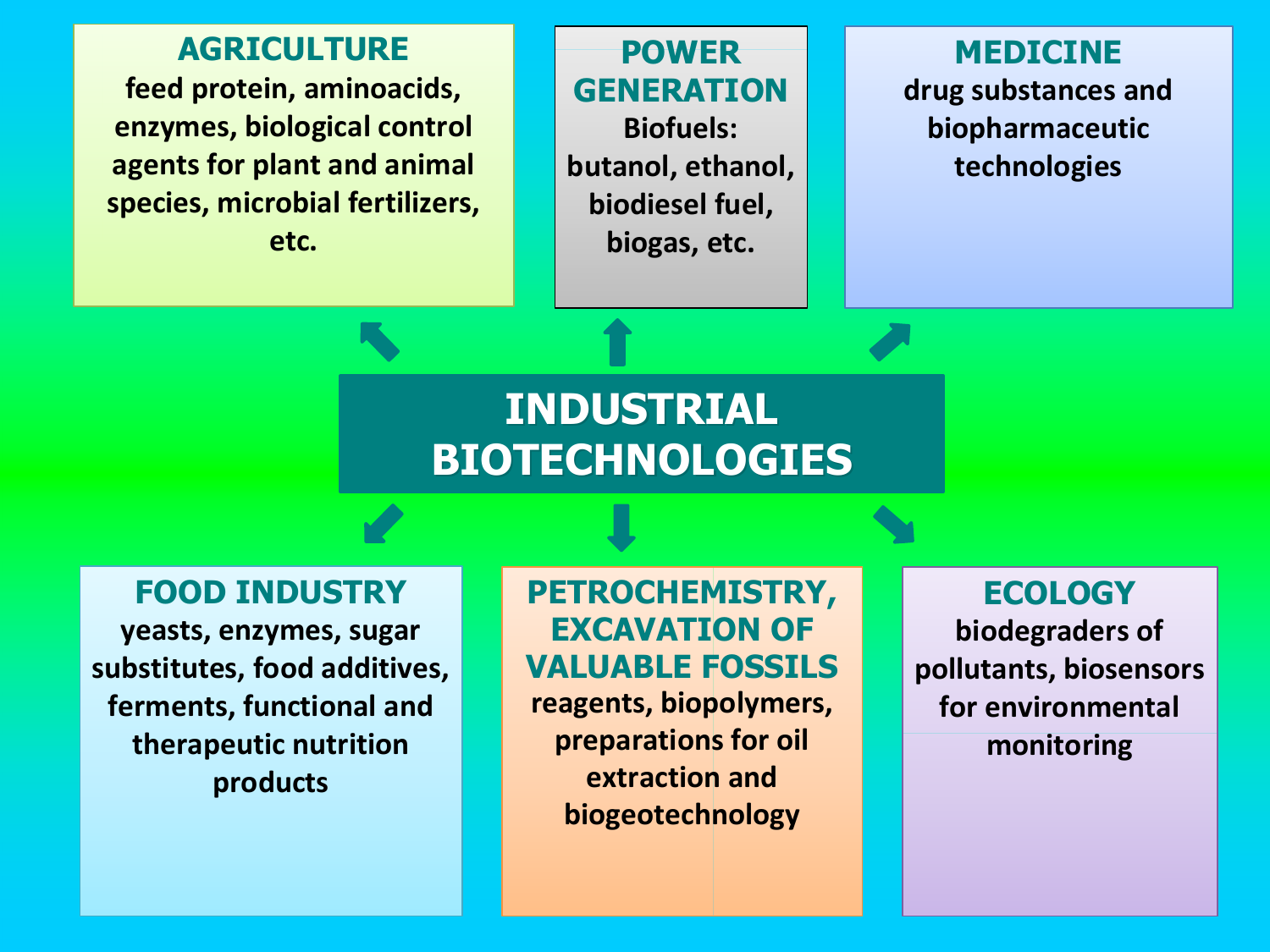# INDUSTRIAL BIOTECHNOLOGIES

## AGRICULTURE
feed protein, aminoacids, enzymes, biological control agents for plant and animal species, microbial fertilizers, etc.

## POWER GENERATION
Biofuels: butanol, ethanol, biodiesel fuel, biogas, etc.

## MEDICINE
drug substances and biopharmaceutic technologies

## FOOD INDUSTRY
yeasts, enzymes, sugar substitutes, food additives, ferments, functional and therapeutic nutrition products

## PETROCHEMISTRY, EXCAVATION OF VALUABLE FOSSILS
reagents, biopolymers, preparations for oil extraction and biogeotechnology

## ECOLOGY
biodegraders of pollutants, biosensors for environmental monitoring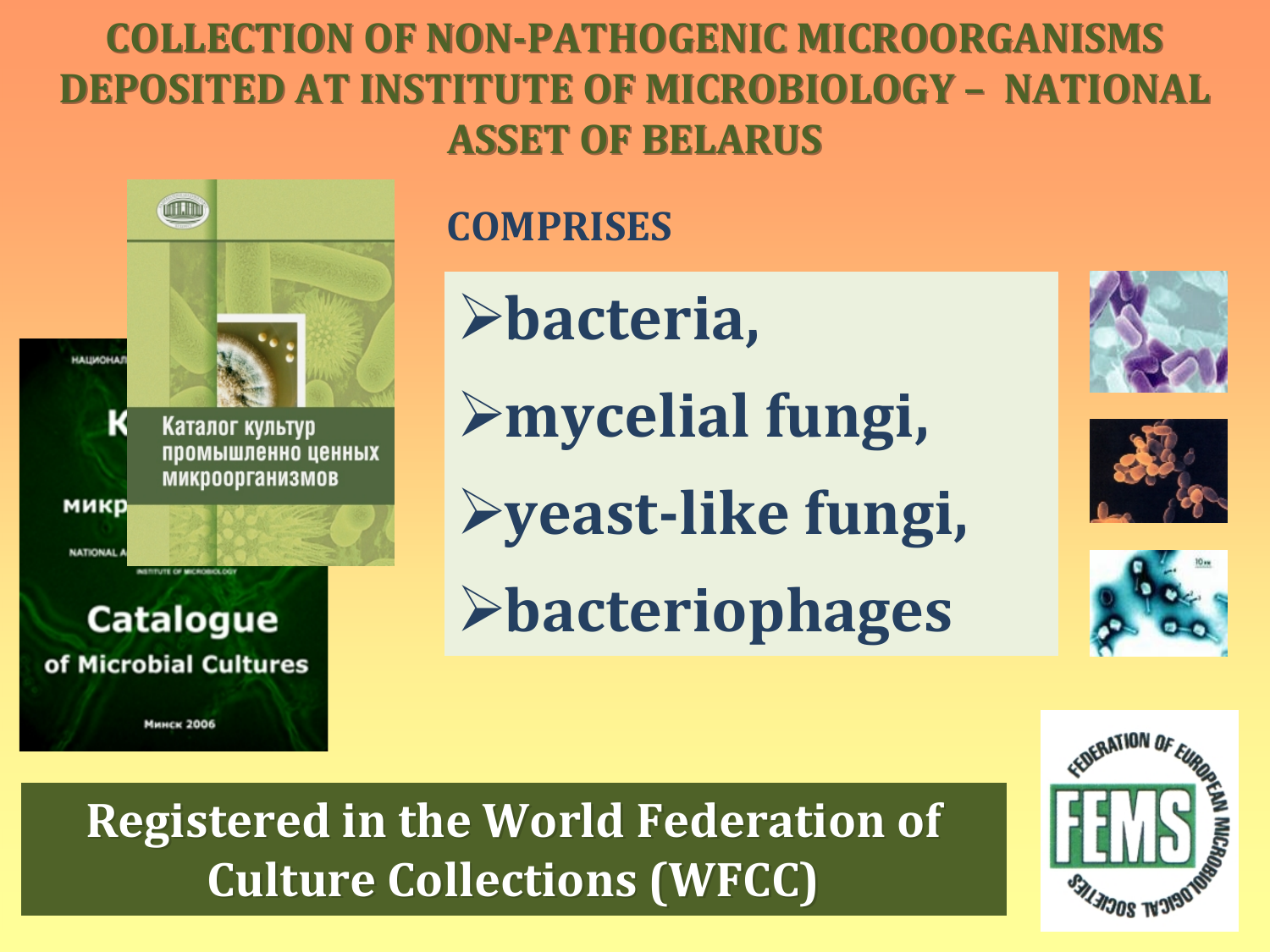# COLLECTION OF NON-PATHOGENIC MICROORGANISMS DEPOSITED AT INSTITUTE OF MICROBIOLOGY – NATIONAL ASSET OF BELARUS

## COMPRISES

- bacteria,
- mycelial fungi,
- yeast-like fungi,
- bacteriophages

**Registered in the World Federation of Culture Collections (WFCC)**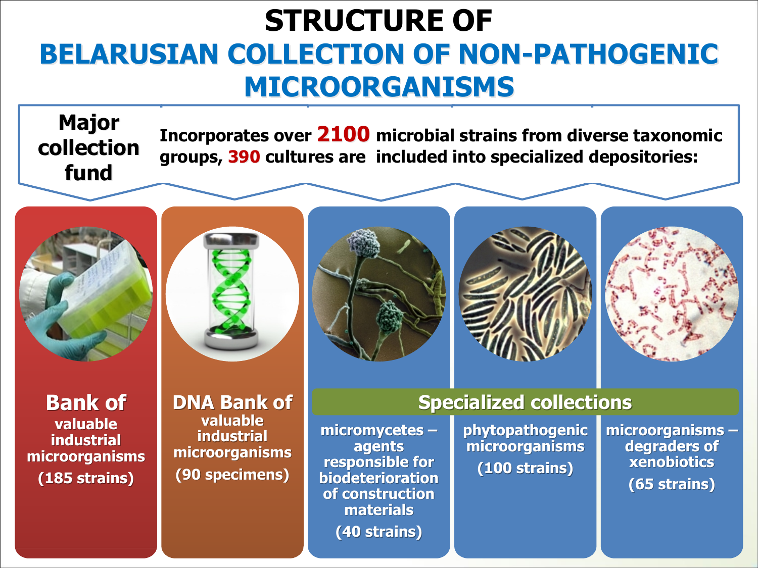# STRUCTURE OF BELARUSIAN COLLECTION OF NON-PATHOGENIC MICROORGANISMS

**Major collection fund**

Incorporates over **2100** microbial strains from diverse taxonomic groups, **390** cultures are included into specialized depositories:

**Bank of** valuable industrial microorganisms (185 strains)

**DNA Bank of** valuable industrial microorganisms (90 specimens)

## Specialized collections

- micromycetes – agents responsible for biodeterioration of construction materials (40 strains)
- phytopathogenic microorganisms (100 strains)
- microorganisms – degraders of xenobiotics (65 strains)